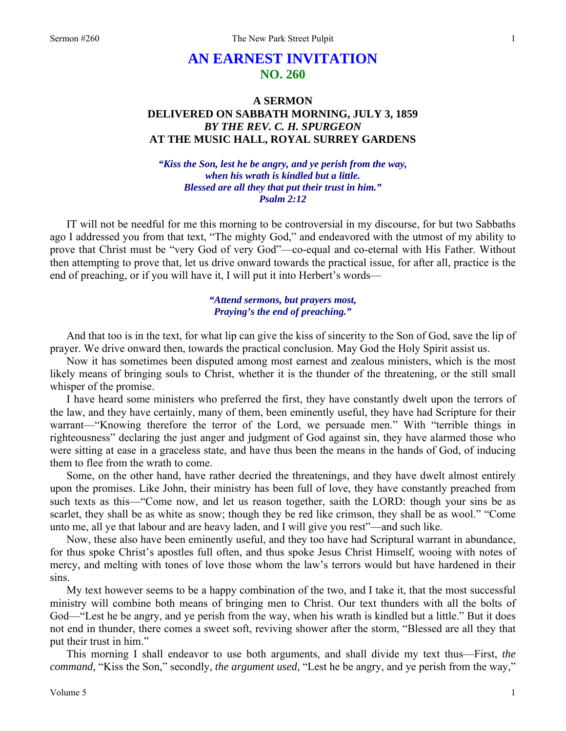# AN EARNEST INVITATION
## NO. 260

### A SERMON
### DELIVERED ON SABBATH MORNING, JULY 3, 1859
### *BY THE REV. C. H. SPURGEON*
### AT THE MUSIC HALL, ROYAL SURREY GARDENS

> ***"Kiss the Son, lest he be angry, and ye perish from the way, when his wrath is kindled but a little. Blessed are all they that put their trust in him."***
> ***Psalm 2:12***

IT will not be needful for me this morning to be controversial in my discourse, for but two Sabbaths ago I addressed you from that text, "The mighty God," and endeavored with the utmost of my ability to prove that Christ must be "very God of very God"—co-equal and co-eternal with His Father. Without then attempting to prove that, let us drive onward towards the practical issue, for after all, practice is the end of preaching, or if you will have it, I will put it into Herbert's words—

> ***"Attend sermons, but prayers most,***
> ***Praying's the end of preaching."***

And that too is in the text, for what lip can give the kiss of sincerity to the Son of God, save the lip of prayer. We drive onward then, towards the practical conclusion. May God the Holy Spirit assist us.

Now it has sometimes been disputed among most earnest and zealous ministers, which is the most likely means of bringing souls to Christ, whether it is the thunder of the threatening, or the still small whisper of the promise.

I have heard some ministers who preferred the first, they have constantly dwelt upon the terrors of the law, and they have certainly, many of them, been eminently useful, they have had Scripture for their warrant—"Knowing therefore the terror of the Lord, we persuade men." With "terrible things in righteousness" declaring the just anger and judgment of God against sin, they have alarmed those who were sitting at ease in a graceless state, and have thus been the means in the hands of God, of inducing them to flee from the wrath to come.

Some, on the other hand, have rather decried the threatenings, and they have dwelt almost entirely upon the promises. Like John, their ministry has been full of love, they have constantly preached from such texts as this—"Come now, and let us reason together, saith the LORD: though your sins be as scarlet, they shall be as white as snow; though they be red like crimson, they shall be as wool." "Come unto me, all ye that labour and are heavy laden, and I will give you rest"—and such like.

Now, these also have been eminently useful, and they too have had Scriptural warrant in abundance, for thus spoke Christ's apostles full often, and thus spoke Jesus Christ Himself, wooing with notes of mercy, and melting with tones of love those whom the law's terrors would but have hardened in their sins.

My text however seems to be a happy combination of the two, and I take it, that the most successful ministry will combine both means of bringing men to Christ. Our text thunders with all the bolts of God—"Lest he be angry, and ye perish from the way, when his wrath is kindled but a little." But it does not end in thunder, there comes a sweet soft, reviving shower after the storm, "Blessed are all they that put their trust in him."

This morning I shall endeavor to use both arguments, and shall divide my text thus—First, *the command,* "Kiss the Son," secondly, *the argument used,* "Lest he be angry, and ye perish from the way,"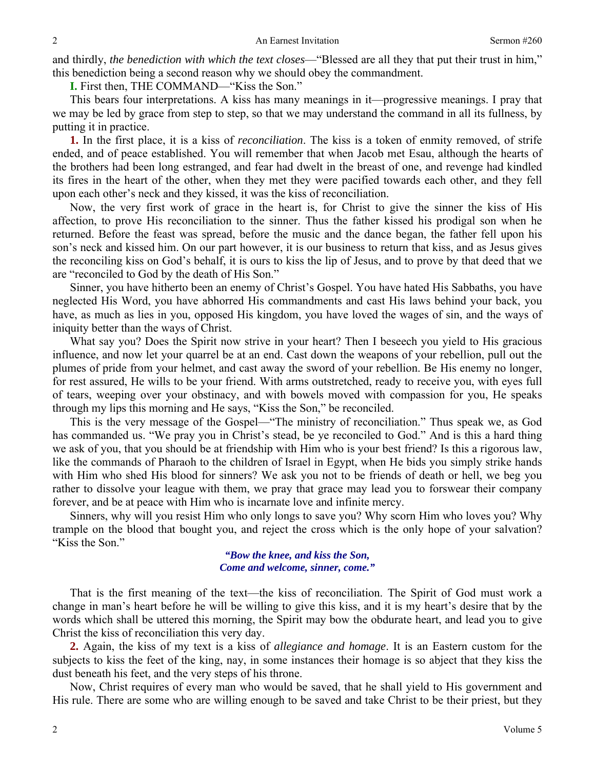and thirdly, *the benediction with which the text closes*—"Blessed are all they that put their trust in him," this benediction being a second reason why we should obey the commandment.

**I.** First then, THE COMMAND—"Kiss the Son."

This bears four interpretations. A kiss has many meanings in it—progressive meanings. I pray that we may be led by grace from step to step, so that we may understand the command in all its fullness, by putting it in practice.

**1.** In the first place, it is a kiss of *reconciliation*. The kiss is a token of enmity removed, of strife ended, and of peace established. You will remember that when Jacob met Esau, although the hearts of the brothers had been long estranged, and fear had dwelt in the breast of one, and revenge had kindled its fires in the heart of the other, when they met they were pacified towards each other, and they fell upon each other's neck and they kissed, it was the kiss of reconciliation.

Now, the very first work of grace in the heart is, for Christ to give the sinner the kiss of His affection, to prove His reconciliation to the sinner. Thus the father kissed his prodigal son when he returned. Before the feast was spread, before the music and the dance began, the father fell upon his son's neck and kissed him. On our part however, it is our business to return that kiss, and as Jesus gives the reconciling kiss on God's behalf, it is ours to kiss the lip of Jesus, and to prove by that deed that we are "reconciled to God by the death of His Son."

Sinner, you have hitherto been an enemy of Christ's Gospel. You have hated His Sabbaths, you have neglected His Word, you have abhorred His commandments and cast His laws behind your back, you have, as much as lies in you, opposed His kingdom, you have loved the wages of sin, and the ways of iniquity better than the ways of Christ.

What say you? Does the Spirit now strive in your heart? Then I beseech you yield to His gracious influence, and now let your quarrel be at an end. Cast down the weapons of your rebellion, pull out the plumes of pride from your helmet, and cast away the sword of your rebellion. Be His enemy no longer, for rest assured, He wills to be your friend. With arms outstretched, ready to receive you, with eyes full of tears, weeping over your obstinacy, and with bowels moved with compassion for you, He speaks through my lips this morning and He says, "Kiss the Son," be reconciled.

This is the very message of the Gospel—"The ministry of reconciliation." Thus speak we, as God has commanded us. "We pray you in Christ's stead, be ye reconciled to God." And is this a hard thing we ask of you, that you should be at friendship with Him who is your best friend? Is this a rigorous law, like the commands of Pharaoh to the children of Israel in Egypt, when He bids you simply strike hands with Him who shed His blood for sinners? We ask you not to be friends of death or hell, we beg you rather to dissolve your league with them, we pray that grace may lead you to forswear their company forever, and be at peace with Him who is incarnate love and infinite mercy.

Sinners, why will you resist Him who only longs to save you? Why scorn Him who loves you? Why trample on the blood that bought you, and reject the cross which is the only hope of your salvation? "Kiss the Son."

> ***"Bow the knee, and kiss the Son,***
> ***Come and welcome, sinner, come."***

That is the first meaning of the text—the kiss of reconciliation. The Spirit of God must work a change in man's heart before he will be willing to give this kiss, and it is my heart's desire that by the words which shall be uttered this morning, the Spirit may bow the obdurate heart, and lead you to give Christ the kiss of reconciliation this very day.

**2.** Again, the kiss of my text is a kiss of *allegiance and homage*. It is an Eastern custom for the subjects to kiss the feet of the king, nay, in some instances their homage is so abject that they kiss the dust beneath his feet, and the very steps of his throne.

Now, Christ requires of every man who would be saved, that he shall yield to His government and His rule. There are some who are willing enough to be saved and take Christ to be their priest, but they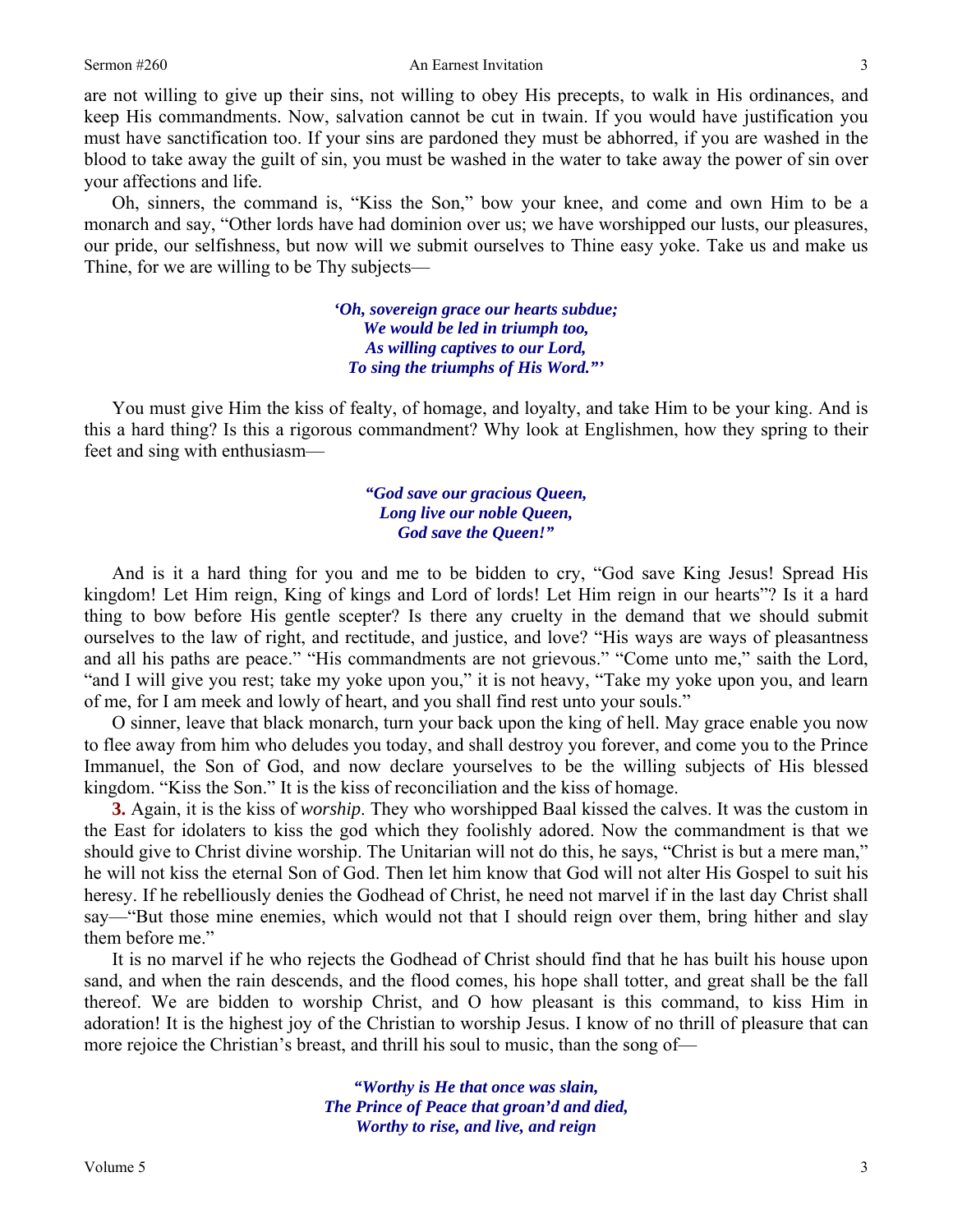are not willing to give up their sins, not willing to obey His precepts, to walk in His ordinances, and keep His commandments. Now, salvation cannot be cut in twain. If you would have justification you must have sanctification too. If your sins are pardoned they must be abhorred, if you are washed in the blood to take away the guilt of sin, you must be washed in the water to take away the power of sin over your affections and life.

Oh, sinners, the command is, "Kiss the Son," bow your knee, and come and own Him to be a monarch and say, "Other lords have had dominion over us; we have worshipped our lusts, our pleasures, our pride, our selfishness, but now will we submit ourselves to Thine easy yoke. Take us and make us Thine, for we are willing to be Thy subjects—

> *'Oh, sovereign grace our hearts subdue;*
> *We would be led in triumph too,*
> *As willing captives to our Lord,*
> *To sing the triumphs of His Word."'*

You must give Him the kiss of fealty, of homage, and loyalty, and take Him to be your king. And is this a hard thing? Is this a rigorous commandment? Why look at Englishmen, how they spring to their feet and sing with enthusiasm—

> *"God save our gracious Queen,*
> *Long live our noble Queen,*
> *God save the Queen!"*

And is it a hard thing for you and me to be bidden to cry, "God save King Jesus! Spread His kingdom! Let Him reign, King of kings and Lord of lords! Let Him reign in our hearts"? Is it a hard thing to bow before His gentle scepter? Is there any cruelty in the demand that we should submit ourselves to the law of right, and rectitude, and justice, and love? "His ways are ways of pleasantness and all his paths are peace." "His commandments are not grievous." "Come unto me," saith the Lord, "and I will give you rest; take my yoke upon you," it is not heavy, "Take my yoke upon you, and learn of me, for I am meek and lowly of heart, and you shall find rest unto your souls."

O sinner, leave that black monarch, turn your back upon the king of hell. May grace enable you now to flee away from him who deludes you today, and shall destroy you forever, and come you to the Prince Immanuel, the Son of God, and now declare yourselves to be the willing subjects of His blessed kingdom. "Kiss the Son." It is the kiss of reconciliation and the kiss of homage.

**3.** Again, it is the kiss of *worship*. They who worshipped Baal kissed the calves. It was the custom in the East for idolaters to kiss the god which they foolishly adored. Now the commandment is that we should give to Christ divine worship. The Unitarian will not do this, he says, "Christ is but a mere man," he will not kiss the eternal Son of God. Then let him know that God will not alter His Gospel to suit his heresy. If he rebelliously denies the Godhead of Christ, he need not marvel if in the last day Christ shall say—"But those mine enemies, which would not that I should reign over them, bring hither and slay them before me."

It is no marvel if he who rejects the Godhead of Christ should find that he has built his house upon sand, and when the rain descends, and the flood comes, his hope shall totter, and great shall be the fall thereof. We are bidden to worship Christ, and O how pleasant is this command, to kiss Him in adoration! It is the highest joy of the Christian to worship Jesus. I know of no thrill of pleasure that can more rejoice the Christian's breast, and thrill his soul to music, than the song of—

> *"Worthy is He that once was slain,*
> *The Prince of Peace that groan'd and died,*
> *Worthy to rise, and live, and reign*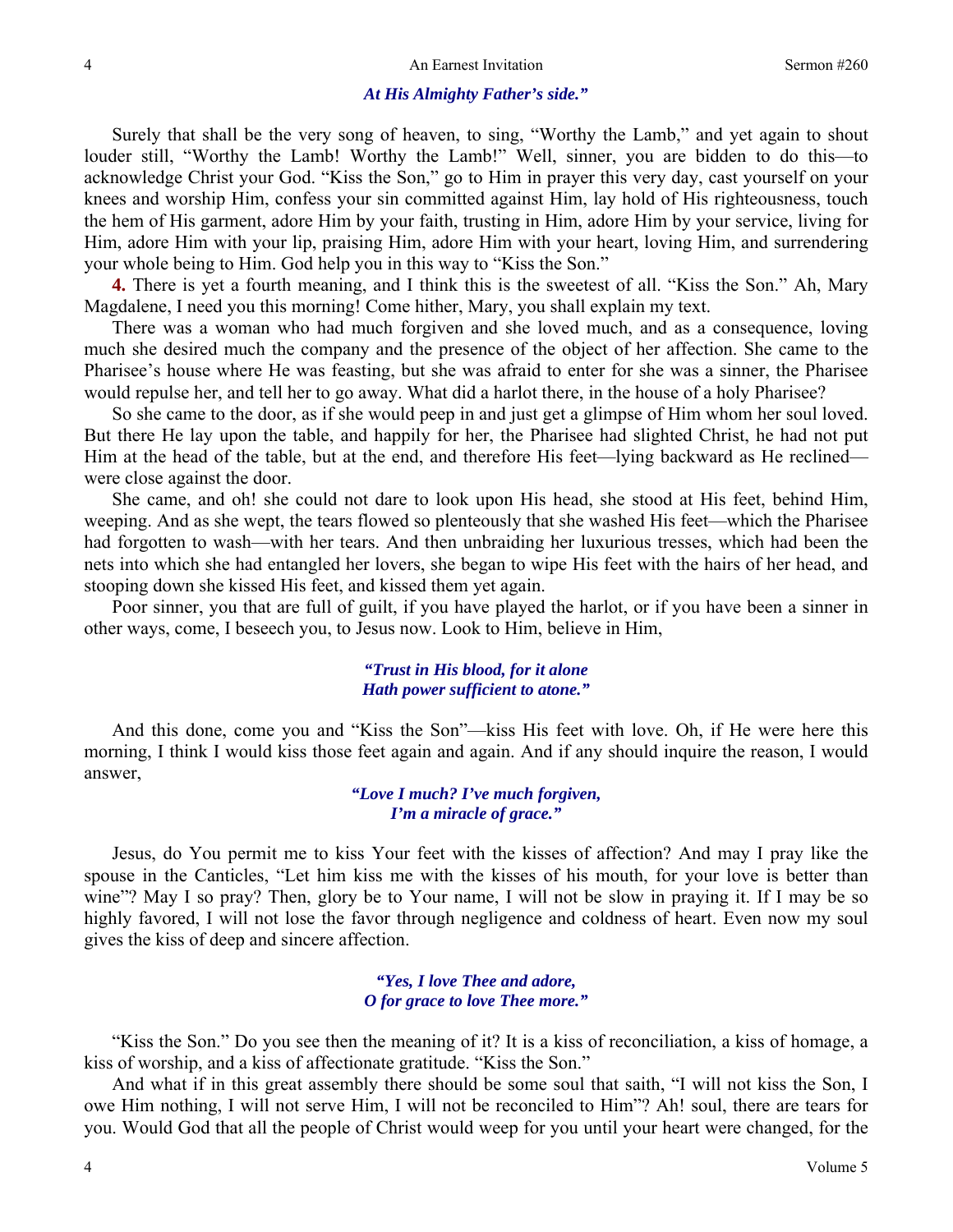***At His Almighty Father's side."***

Surely that shall be the very song of heaven, to sing, "Worthy the Lamb," and yet again to shout louder still, "Worthy the Lamb! Worthy the Lamb!" Well, sinner, you are bidden to do this—to acknowledge Christ your God. "Kiss the Son," go to Him in prayer this very day, cast yourself on your knees and worship Him, confess your sin committed against Him, lay hold of His righteousness, touch the hem of His garment, adore Him by your faith, trusting in Him, adore Him by your service, living for Him, adore Him with your lip, praising Him, adore Him with your heart, loving Him, and surrendering your whole being to Him. God help you in this way to "Kiss the Son."

**4.** There is yet a fourth meaning, and I think this is the sweetest of all. "Kiss the Son." Ah, Mary Magdalene, I need you this morning! Come hither, Mary, you shall explain my text.

There was a woman who had much forgiven and she loved much, and as a consequence, loving much she desired much the company and the presence of the object of her affection. She came to the Pharisee's house where He was feasting, but she was afraid to enter for she was a sinner, the Pharisee would repulse her, and tell her to go away. What did a harlot there, in the house of a holy Pharisee?

So she came to the door, as if she would peep in and just get a glimpse of Him whom her soul loved. But there He lay upon the table, and happily for her, the Pharisee had slighted Christ, he had not put Him at the head of the table, but at the end, and therefore His feet—lying backward as He reclined—were close against the door.

She came, and oh! she could not dare to look upon His head, she stood at His feet, behind Him, weeping. And as she wept, the tears flowed so plenteously that she washed His feet—which the Pharisee had forgotten to wash—with her tears. And then unbraiding her luxurious tresses, which had been the nets into which she had entangled her lovers, she began to wipe His feet with the hairs of her head, and stooping down she kissed His feet, and kissed them yet again.

Poor sinner, you that are full of guilt, if you have played the harlot, or if you have been a sinner in other ways, come, I beseech you, to Jesus now. Look to Him, believe in Him,

> ***"Trust in His blood, for it alone***
> ***Hath power sufficient to atone."***

And this done, come you and "Kiss the Son"—kiss His feet with love. Oh, if He were here this morning, I think I would kiss those feet again and again. And if any should inquire the reason, I would answer,

> ***"Love I much? I've much forgiven,***
> ***I'm a miracle of grace."***

Jesus, do You permit me to kiss Your feet with the kisses of affection? And may I pray like the spouse in the Canticles, "Let him kiss me with the kisses of his mouth, for your love is better than wine"? May I so pray? Then, glory be to Your name, I will not be slow in praying it. If I may be so highly favored, I will not lose the favor through negligence and coldness of heart. Even now my soul gives the kiss of deep and sincere affection.

> ***"Yes, I love Thee and adore,***
> ***O for grace to love Thee more."***

"Kiss the Son." Do you see then the meaning of it? It is a kiss of reconciliation, a kiss of homage, a kiss of worship, and a kiss of affectionate gratitude. "Kiss the Son."

And what if in this great assembly there should be some soul that saith, "I will not kiss the Son, I owe Him nothing, I will not serve Him, I will not be reconciled to Him"? Ah! soul, there are tears for you. Would God that all the people of Christ would weep for you until your heart were changed, for the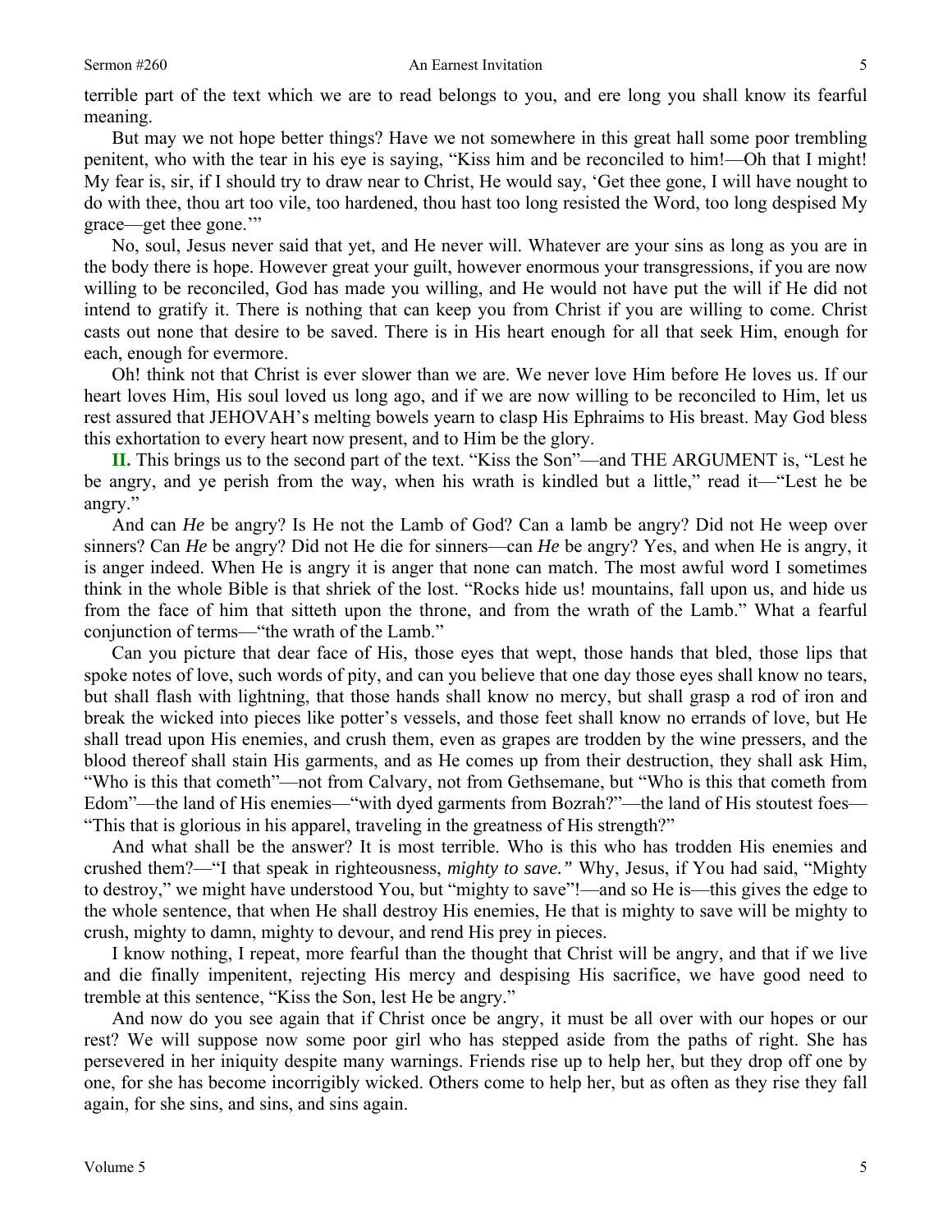terrible part of the text which we are to read belongs to you, and ere long you shall know its fearful meaning.

But may we not hope better things? Have we not somewhere in this great hall some poor trembling penitent, who with the tear in his eye is saying, "Kiss him and be reconciled to him!—Oh that I might! My fear is, sir, if I should try to draw near to Christ, He would say, 'Get thee gone, I will have nought to do with thee, thou art too vile, too hardened, thou hast too long resisted the Word, too long despised My grace—get thee gone.'"

No, soul, Jesus never said that yet, and He never will. Whatever are your sins as long as you are in the body there is hope. However great your guilt, however enormous your transgressions, if you are now willing to be reconciled, God has made you willing, and He would not have put the will if He did not intend to gratify it. There is nothing that can keep you from Christ if you are willing to come. Christ casts out none that desire to be saved. There is in His heart enough for all that seek Him, enough for each, enough for evermore.

Oh! think not that Christ is ever slower than we are. We never love Him before He loves us. If our heart loves Him, His soul loved us long ago, and if we are now willing to be reconciled to Him, let us rest assured that JEHOVAH's melting bowels yearn to clasp His Ephraims to His breast. May God bless this exhortation to every heart now present, and to Him be the glory.

**II.** This brings us to the second part of the text. "Kiss the Son"—and THE ARGUMENT is, "Lest he be angry, and ye perish from the way, when his wrath is kindled but a little," read it—"Lest he be angry."

And can *He* be angry? Is He not the Lamb of God? Can a lamb be angry? Did not He weep over sinners? Can *He* be angry? Did not He die for sinners—can *He* be angry? Yes, and when He is angry, it is anger indeed. When He is angry it is anger that none can match. The most awful word I sometimes think in the whole Bible is that shriek of the lost. "Rocks hide us! mountains, fall upon us, and hide us from the face of him that sitteth upon the throne, and from the wrath of the Lamb." What a fearful conjunction of terms—"the wrath of the Lamb."

Can you picture that dear face of His, those eyes that wept, those hands that bled, those lips that spoke notes of love, such words of pity, and can you believe that one day those eyes shall know no tears, but shall flash with lightning, that those hands shall know no mercy, but shall grasp a rod of iron and break the wicked into pieces like potter's vessels, and those feet shall know no errands of love, but He shall tread upon His enemies, and crush them, even as grapes are trodden by the wine pressers, and the blood thereof shall stain His garments, and as He comes up from their destruction, they shall ask Him, "Who is this that cometh"—not from Calvary, not from Gethsemane, but "Who is this that cometh from Edom"—the land of His enemies—"with dyed garments from Bozrah?"—the land of His stoutest foes—"This that is glorious in his apparel, traveling in the greatness of His strength?"

And what shall be the answer? It is most terrible. Who is this who has trodden His enemies and crushed them?—"I that speak in righteousness, *mighty to save."* Why, Jesus, if You had said, "Mighty to destroy," we might have understood You, but "mighty to save"!—and so He is—this gives the edge to the whole sentence, that when He shall destroy His enemies, He that is mighty to save will be mighty to crush, mighty to damn, mighty to devour, and rend His prey in pieces.

I know nothing, I repeat, more fearful than the thought that Christ will be angry, and that if we live and die finally impenitent, rejecting His mercy and despising His sacrifice, we have good need to tremble at this sentence, "Kiss the Son, lest He be angry."

And now do you see again that if Christ once be angry, it must be all over with our hopes or our rest? We will suppose now some poor girl who has stepped aside from the paths of right. She has persevered in her iniquity despite many warnings. Friends rise up to help her, but they drop off one by one, for she has become incorrigibly wicked. Others come to help her, but as often as they rise they fall again, for she sins, and sins, and sins again.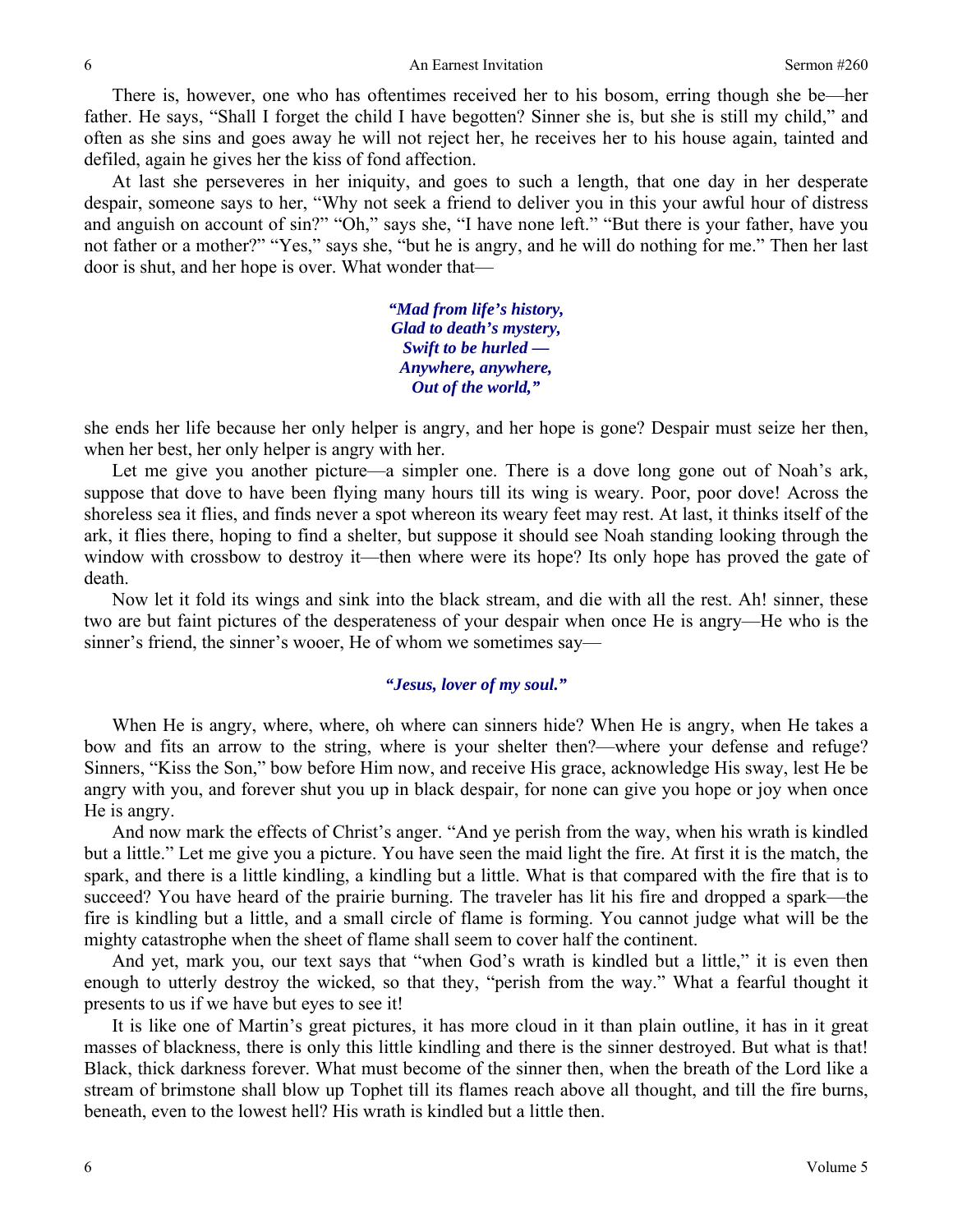There is, however, one who has oftentimes received her to his bosom, erring though she be—her father. He says, "Shall I forget the child I have begotten? Sinner she is, but she is still my child," and often as she sins and goes away he will not reject her, he receives her to his house again, tainted and defiled, again he gives her the kiss of fond affection.

At last she perseveres in her iniquity, and goes to such a length, that one day in her desperate despair, someone says to her, "Why not seek a friend to deliver you in this your awful hour of distress and anguish on account of sin?" "Oh," says she, "I have none left." "But there is your father, have you not father or a mother?" "Yes," says she, "but he is angry, and he will do nothing for me." Then her last door is shut, and her hope is over. What wonder that—

> ***"Mad from life's history,***
> ***Glad to death's mystery,***
> ***Swift to be hurled —***
> ***Anywhere, anywhere,***
> ***Out of the world,"***

she ends her life because her only helper is angry, and her hope is gone? Despair must seize her then, when her best, her only helper is angry with her.

Let me give you another picture—a simpler one. There is a dove long gone out of Noah's ark, suppose that dove to have been flying many hours till its wing is weary. Poor, poor dove! Across the shoreless sea it flies, and finds never a spot whereon its weary feet may rest. At last, it thinks itself of the ark, it flies there, hoping to find a shelter, but suppose it should see Noah standing looking through the window with crossbow to destroy it—then where were its hope? Its only hope has proved the gate of death.

Now let it fold its wings and sink into the black stream, and die with all the rest. Ah! sinner, these two are but faint pictures of the desperateness of your despair when once He is angry—He who is the sinner's friend, the sinner's wooer, He of whom we sometimes say—

> ***"Jesus, lover of my soul."***

When He is angry, where, where, oh where can sinners hide? When He is angry, when He takes a bow and fits an arrow to the string, where is your shelter then?—where your defense and refuge? Sinners, "Kiss the Son," bow before Him now, and receive His grace, acknowledge His sway, lest He be angry with you, and forever shut you up in black despair, for none can give you hope or joy when once He is angry.

And now mark the effects of Christ's anger. "And ye perish from the way, when his wrath is kindled but a little." Let me give you a picture. You have seen the maid light the fire. At first it is the match, the spark, and there is a little kindling, a kindling but a little. What is that compared with the fire that is to succeed? You have heard of the prairie burning. The traveler has lit his fire and dropped a spark—the fire is kindling but a little, and a small circle of flame is forming. You cannot judge what will be the mighty catastrophe when the sheet of flame shall seem to cover half the continent.

And yet, mark you, our text says that "when God's wrath is kindled but a little," it is even then enough to utterly destroy the wicked, so that they, "perish from the way." What a fearful thought it presents to us if we have but eyes to see it!

It is like one of Martin's great pictures, it has more cloud in it than plain outline, it has in it great masses of blackness, there is only this little kindling and there is the sinner destroyed. But what is that! Black, thick darkness forever. What must become of the sinner then, when the breath of the Lord like a stream of brimstone shall blow up Tophet till its flames reach above all thought, and till the fire burns, beneath, even to the lowest hell? His wrath is kindled but a little then.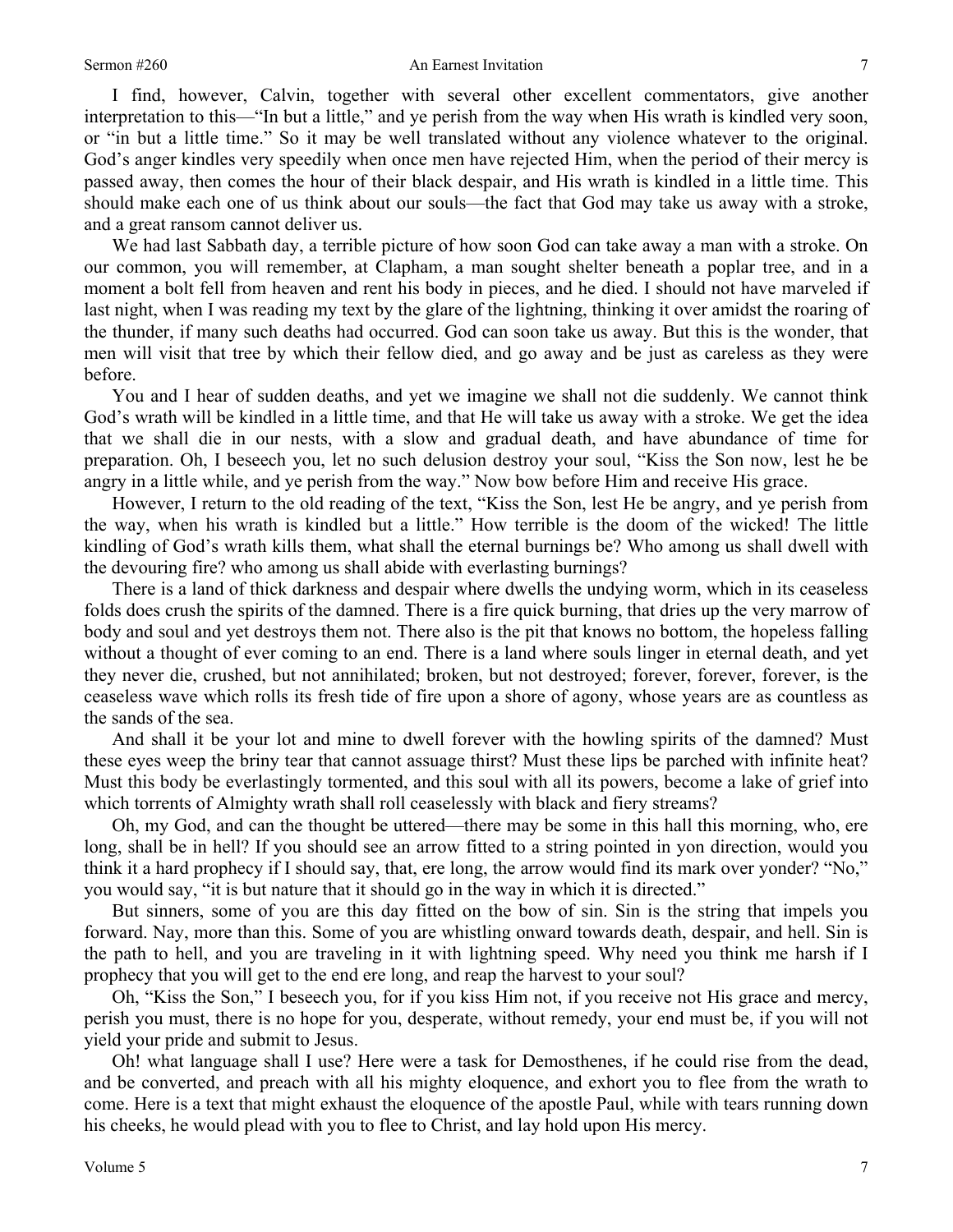I find, however, Calvin, together with several other excellent commentators, give another interpretation to this—"In but a little," and ye perish from the way when His wrath is kindled very soon, or "in but a little time." So it may be well translated without any violence whatever to the original. God's anger kindles very speedily when once men have rejected Him, when the period of their mercy is passed away, then comes the hour of their black despair, and His wrath is kindled in a little time. This should make each one of us think about our souls—the fact that God may take us away with a stroke, and a great ransom cannot deliver us.

We had last Sabbath day, a terrible picture of how soon God can take away a man with a stroke. On our common, you will remember, at Clapham, a man sought shelter beneath a poplar tree, and in a moment a bolt fell from heaven and rent his body in pieces, and he died. I should not have marveled if last night, when I was reading my text by the glare of the lightning, thinking it over amidst the roaring of the thunder, if many such deaths had occurred. God can soon take us away. But this is the wonder, that men will visit that tree by which their fellow died, and go away and be just as careless as they were before.

You and I hear of sudden deaths, and yet we imagine we shall not die suddenly. We cannot think God's wrath will be kindled in a little time, and that He will take us away with a stroke. We get the idea that we shall die in our nests, with a slow and gradual death, and have abundance of time for preparation. Oh, I beseech you, let no such delusion destroy your soul, "Kiss the Son now, lest he be angry in a little while, and ye perish from the way." Now bow before Him and receive His grace.

However, I return to the old reading of the text, "Kiss the Son, lest He be angry, and ye perish from the way, when his wrath is kindled but a little." How terrible is the doom of the wicked! The little kindling of God's wrath kills them, what shall the eternal burnings be? Who among us shall dwell with the devouring fire? who among us shall abide with everlasting burnings?

There is a land of thick darkness and despair where dwells the undying worm, which in its ceaseless folds does crush the spirits of the damned. There is a fire quick burning, that dries up the very marrow of body and soul and yet destroys them not. There also is the pit that knows no bottom, the hopeless falling without a thought of ever coming to an end. There is a land where souls linger in eternal death, and yet they never die, crushed, but not annihilated; broken, but not destroyed; forever, forever, forever, is the ceaseless wave which rolls its fresh tide of fire upon a shore of agony, whose years are as countless as the sands of the sea.

And shall it be your lot and mine to dwell forever with the howling spirits of the damned? Must these eyes weep the briny tear that cannot assuage thirst? Must these lips be parched with infinite heat? Must this body be everlastingly tormented, and this soul with all its powers, become a lake of grief into which torrents of Almighty wrath shall roll ceaselessly with black and fiery streams?

Oh, my God, and can the thought be uttered—there may be some in this hall this morning, who, ere long, shall be in hell? If you should see an arrow fitted to a string pointed in yon direction, would you think it a hard prophecy if I should say, that, ere long, the arrow would find its mark over yonder? "No," you would say, "it is but nature that it should go in the way in which it is directed."

But sinners, some of you are this day fitted on the bow of sin. Sin is the string that impels you forward. Nay, more than this. Some of you are whistling onward towards death, despair, and hell. Sin is the path to hell, and you are traveling in it with lightning speed. Why need you think me harsh if I prophecy that you will get to the end ere long, and reap the harvest to your soul?

Oh, "Kiss the Son," I beseech you, for if you kiss Him not, if you receive not His grace and mercy, perish you must, there is no hope for you, desperate, without remedy, your end must be, if you will not yield your pride and submit to Jesus.

Oh! what language shall I use? Here were a task for Demosthenes, if he could rise from the dead, and be converted, and preach with all his mighty eloquence, and exhort you to flee from the wrath to come. Here is a text that might exhaust the eloquence of the apostle Paul, while with tears running down his cheeks, he would plead with you to flee to Christ, and lay hold upon His mercy.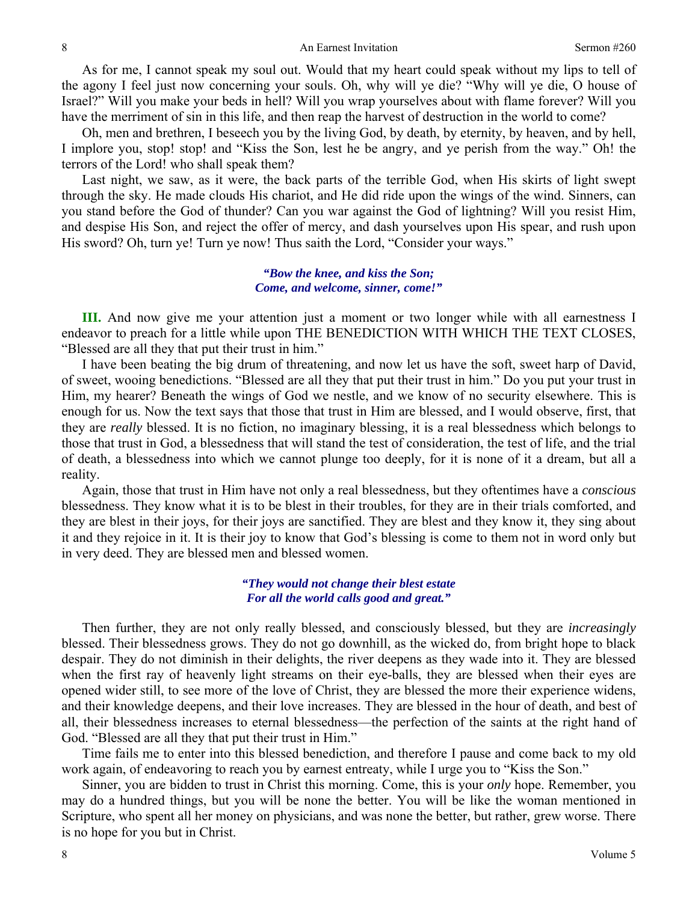As for me, I cannot speak my soul out. Would that my heart could speak without my lips to tell of the agony I feel just now concerning your souls. Oh, why will ye die? "Why will ye die, O house of Israel?" Will you make your beds in hell? Will you wrap yourselves about with flame forever? Will you have the merriment of sin in this life, and then reap the harvest of destruction in the world to come?

Oh, men and brethren, I beseech you by the living God, by death, by eternity, by heaven, and by hell, I implore you, stop! stop! and "Kiss the Son, lest he be angry, and ye perish from the way." Oh! the terrors of the Lord! who shall speak them?

Last night, we saw, as it were, the back parts of the terrible God, when His skirts of light swept through the sky. He made clouds His chariot, and He did ride upon the wings of the wind. Sinners, can you stand before the God of thunder? Can you war against the God of lightning? Will you resist Him, and despise His Son, and reject the offer of mercy, and dash yourselves upon His spear, and rush upon His sword? Oh, turn ye! Turn ye now! Thus saith the Lord, "Consider your ways."

> ***"Bow the knee, and kiss the Son;***
> ***Come, and welcome, sinner, come!"***

**III.** And now give me your attention just a moment or two longer while with all earnestness I endeavor to preach for a little while upon THE BENEDICTION WITH WHICH THE TEXT CLOSES, "Blessed are all they that put their trust in him."

I have been beating the big drum of threatening, and now let us have the soft, sweet harp of David, of sweet, wooing benedictions. "Blessed are all they that put their trust in him." Do you put your trust in Him, my hearer? Beneath the wings of God we nestle, and we know of no security elsewhere. This is enough for us. Now the text says that those that trust in Him are blessed, and I would observe, first, that they are *really* blessed. It is no fiction, no imaginary blessing, it is a real blessedness which belongs to those that trust in God, a blessedness that will stand the test of consideration, the test of life, and the trial of death, a blessedness into which we cannot plunge too deeply, for it is none of it a dream, but all a reality.

Again, those that trust in Him have not only a real blessedness, but they oftentimes have a *conscious* blessedness. They know what it is to be blest in their troubles, for they are in their trials comforted, and they are blest in their joys, for their joys are sanctified. They are blest and they know it, they sing about it and they rejoice in it. It is their joy to know that God's blessing is come to them not in word only but in very deed. They are blessed men and blessed women.

> ***"They would not change their blest estate***
> ***For all the world calls good and great."***

Then further, they are not only really blessed, and consciously blessed, but they are *increasingly* blessed. Their blessedness grows. They do not go downhill, as the wicked do, from bright hope to black despair. They do not diminish in their delights, the river deepens as they wade into it. They are blessed when the first ray of heavenly light streams on their eye-balls, they are blessed when their eyes are opened wider still, to see more of the love of Christ, they are blessed the more their experience widens, and their knowledge deepens, and their love increases. They are blessed in the hour of death, and best of all, their blessedness increases to eternal blessedness—the perfection of the saints at the right hand of God. "Blessed are all they that put their trust in Him."

Time fails me to enter into this blessed benediction, and therefore I pause and come back to my old work again, of endeavoring to reach you by earnest entreaty, while I urge you to "Kiss the Son."

Sinner, you are bidden to trust in Christ this morning. Come, this is your *only* hope. Remember, you may do a hundred things, but you will be none the better. You will be like the woman mentioned in Scripture, who spent all her money on physicians, and was none the better, but rather, grew worse. There is no hope for you but in Christ.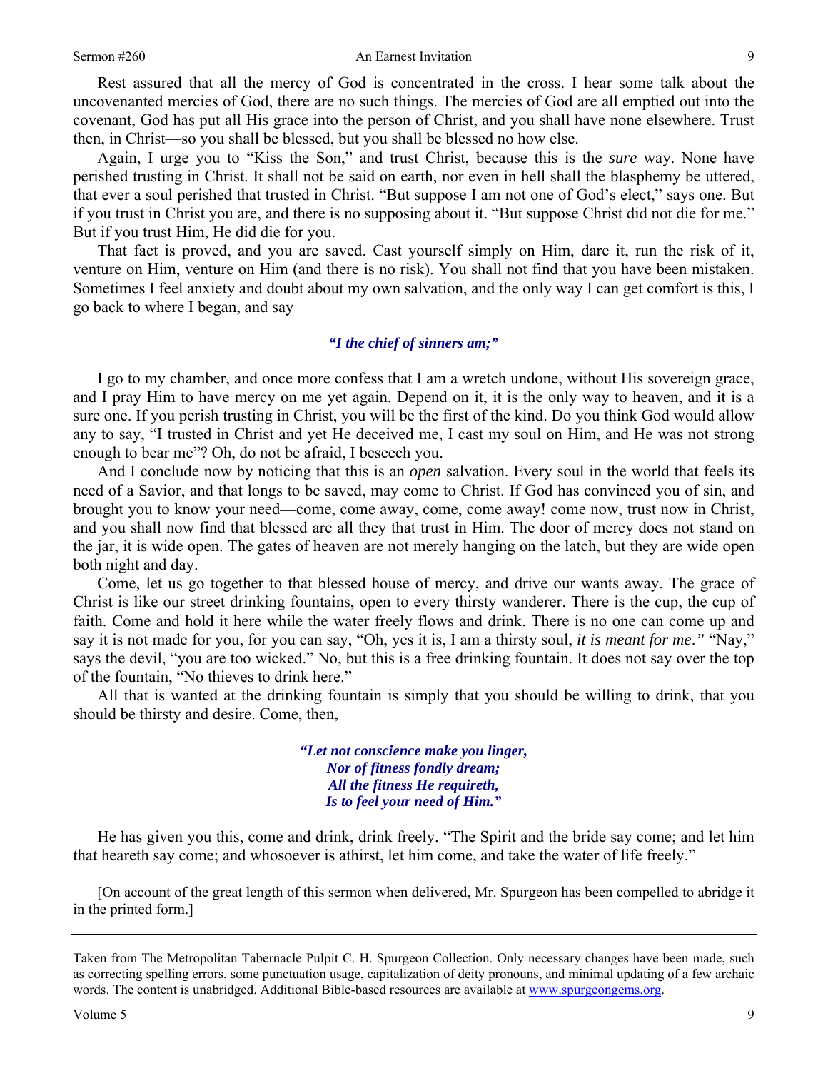Rest assured that all the mercy of God is concentrated in the cross. I hear some talk about the uncovenanted mercies of God, there are no such things. The mercies of God are all emptied out into the covenant, God has put all His grace into the person of Christ, and you shall have none elsewhere. Trust then, in Christ—so you shall be blessed, but you shall be blessed no how else.

Again, I urge you to "Kiss the Son," and trust Christ, because this is the *sure* way. None have perished trusting in Christ. It shall not be said on earth, nor even in hell shall the blasphemy be uttered, that ever a soul perished that trusted in Christ. "But suppose I am not one of God's elect," says one. But if you trust in Christ you are, and there is no supposing about it. "But suppose Christ did not die for me." But if you trust Him, He did die for you.

That fact is proved, and you are saved. Cast yourself simply on Him, dare it, run the risk of it, venture on Him, venture on Him (and there is no risk). You shall not find that you have been mistaken. Sometimes I feel anxiety and doubt about my own salvation, and the only way I can get comfort is this, I go back to where I began, and say—

***"I the chief of sinners am;"***

I go to my chamber, and once more confess that I am a wretch undone, without His sovereign grace, and I pray Him to have mercy on me yet again. Depend on it, it is the only way to heaven, and it is a sure one. If you perish trusting in Christ, you will be the first of the kind. Do you think God would allow any to say, "I trusted in Christ and yet He deceived me, I cast my soul on Him, and He was not strong enough to bear me"? Oh, do not be afraid, I beseech you.

And I conclude now by noticing that this is an *open* salvation. Every soul in the world that feels its need of a Savior, and that longs to be saved, may come to Christ. If God has convinced you of sin, and brought you to know your need—come, come away, come, come away! come now, trust now in Christ, and you shall now find that blessed are all they that trust in Him. The door of mercy does not stand on the jar, it is wide open. The gates of heaven are not merely hanging on the latch, but they are wide open both night and day.

Come, let us go together to that blessed house of mercy, and drive our wants away. The grace of Christ is like our street drinking fountains, open to every thirsty wanderer. There is the cup, the cup of faith. Come and hold it here while the water freely flows and drink. There is no one can come up and say it is not made for you, for you can say, "Oh, yes it is, I am a thirsty soul, *it is meant for me."* "Nay," says the devil, "you are too wicked." No, but this is a free drinking fountain. It does not say over the top of the fountain, "No thieves to drink here."

All that is wanted at the drinking fountain is simply that you should be willing to drink, that you should be thirsty and desire. Come, then,

***"Let not conscience make you linger,***  
***Nor of fitness fondly dream;***  
***All the fitness He requireth,***  
***Is to feel your need of Him."***

He has given you this, come and drink, drink freely. "The Spirit and the bride say come; and let him that heareth say come; and whosoever is athirst, let him come, and take the water of life freely."

[On account of the great length of this sermon when delivered, Mr. Spurgeon has been compelled to abridge it in the printed form.]

---

Taken from The Metropolitan Tabernacle Pulpit C. H. Spurgeon Collection. Only necessary changes have been made, such as correcting spelling errors, some punctuation usage, capitalization of deity pronouns, and minimal updating of a few archaic words. The content is unabridged. Additional Bible-based resources are available at www.spurgeongems.org.